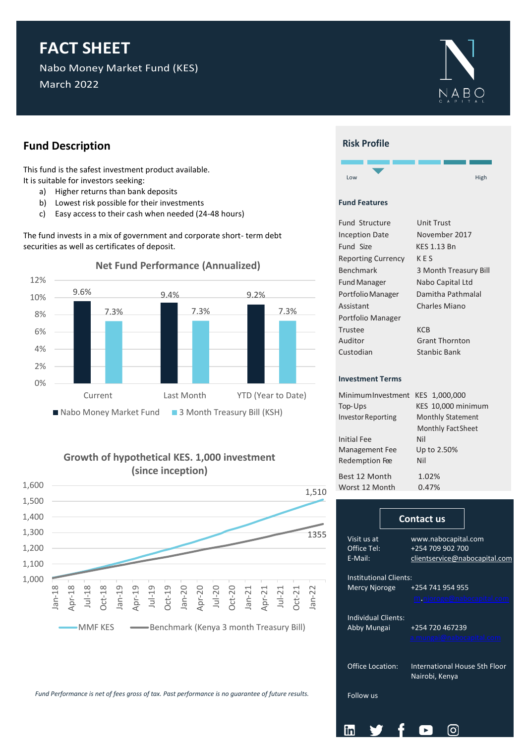# FACT SHEET

Nabo Money Market Fund (KES)

March 2022

## Fund Description

This fund is the safest investment product available.
It is suitable for investors seeking:

a) Higher returns than bank deposits
b) Lowest risk possible for their investments
c) Easy access to their cash when needed (24-48 hours)

The fund invests in a mix of government and corporate short- term debt securities as well as certificates of deposit.

### Net Fund Performance (Annualized)

| | Nabo Money Market Fund | 3 Month Treasury Bill (KSH) |
|---|---|---|
| Current | 9.6% | 7.3% |
| Last Month | 9.4% | 7.3% |
| YTD (Year to Date) | 9.2% | 7.3% |

### Growth of hypothetical KES. 1,000 investment (since inception)

| | Value (Jan-22) |
|---|---|
| MMF KES | 1,510 |
| Benchmark (Kenya 3 month Treasury Bill) | 1355 |

*Fund Performance is net of fees gross of tax. Past performance is no guarantee of future results.*

## Risk Profile

Low — High

### Fund Features

| | |
|---|---|
| Fund Structure | Unit Trust |
| Inception Date | November 2017 |
| Fund Size | KES 1.13 Bn |
| Reporting Currency | K E S |
| Benchmark | 3 Month Treasury Bill |
| Fund Manager | Nabo Capital Ltd |
| Portfolio Manager | Damitha Pathmalal |
| Assistant Portfolio Manager | Charles Miano |
| Trustee | KCB |
| Auditor | Grant Thornton |
| Custodian | Stanbic Bank |

### Investment Terms

| | |
|---|---|
| Minimum Investment | KES 1,000,000 |
| Top-Ups | KES 10,000 minimum |
| Investor Reporting | Monthly Statement, Monthly FactSheet |
| Initial Fee | Nil |
| Management Fee | Up to 2.50% |
| Redemption Fee | Nil |
| Best 12 Month | 1.02% |
| Worst 12 Month | 0.47% |

### Contact us

Visit us at: www.nabocapital.com
Office Tel: +254 709 902 700
E-Mail: clientservice@nabocapital.com

Institutional Clients:
Mercy Njoroge +254 741 954 955
m.njoroge@nabocapital.com

Individual Clients:
Abby Mungai +254 720 467239
a.mungai@nabocapital.com

Office Location: International House 5th Floor, Nairobi, Kenya

Follow us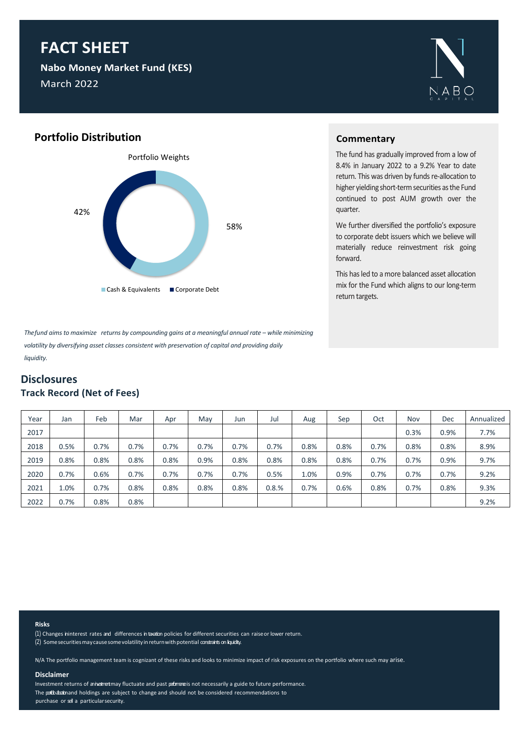# FACT SHEET

**Nabo Money Market Fund (KES)**

March 2022

NABO CAPITAL

## Portfolio Distribution

Portfolio Weights

42%

58%

Cash & Equivalents
Corporate Debt

*The fund aims to maximize returns by compounding gains at a meaningful annual rate – while minimizing volatility by diversifying asset classes consistent with preservation of capital and providing daily liquidity.*

## Commentary

The fund has gradually improved from a low of 8.4% in January 2022 to a 9.2% Year to date return. This was driven by funds re-allocation to higher yielding short-term securities as the Fund continued to post AUM growth over the quarter.

We further diversified the portfolio's exposure to corporate debt issuers which we believe will materially reduce reinvestment risk going forward.

This has led to a more balanced asset allocation mix for the Fund which aligns to our long-term return targets.

## Disclosures

### Track Record (Net of Fees)

| Year | Jan | Feb | Mar | Apr | May | Jun | Jul | Aug | Sep | Oct | Nov | Dec | Annualized |
|---|---|---|---|---|---|---|---|---|---|---|---|---|---|
| 2017 | | | | | | | | | | | 0.3% | 0.9% | 7.7% |
| 2018 | 0.5% | 0.7% | 0.7% | 0.7% | 0.7% | 0.7% | 0.7% | 0.8% | 0.8% | 0.7% | 0.8% | 0.8% | 8.9% |
| 2019 | 0.8% | 0.8% | 0.8% | 0.8% | 0.9% | 0.8% | 0.8% | 0.8% | 0.8% | 0.7% | 0.7% | 0.9% | 9.7% |
| 2020 | 0.7% | 0.6% | 0.7% | 0.7% | 0.7% | 0.7% | 0.5% | 1.0% | 0.9% | 0.7% | 0.7% | 0.7% | 9.2% |
| 2021 | 1.0% | 0.7% | 0.8% | 0.8% | 0.8% | 0.8% | 0.8.% | 0.7% | 0.6% | 0.8% | 0.7% | 0.8% | 9.3% |
| 2022 | 0.7% | 0.8% | 0.8% | | | | | | | | | | 9.2% |

**Risks**

(1) Changes in interest rates and differences in taxation policies for different securities can raise or lower return.
(2) Some securities may cause some volatility in return with potential constraints on liquidity.

N/A The portfolio management team is cognizant of these risks and looks to minimize impact of risk exposures on the portfolio where such may arise.

**Disclaimer**

Investment returns of an investment may fluctuate and past performance is not necessarily a guide to future performance.
The portfolio allocation and holdings are subject to change and should not be considered recommendations to purchase or sell a particular security.